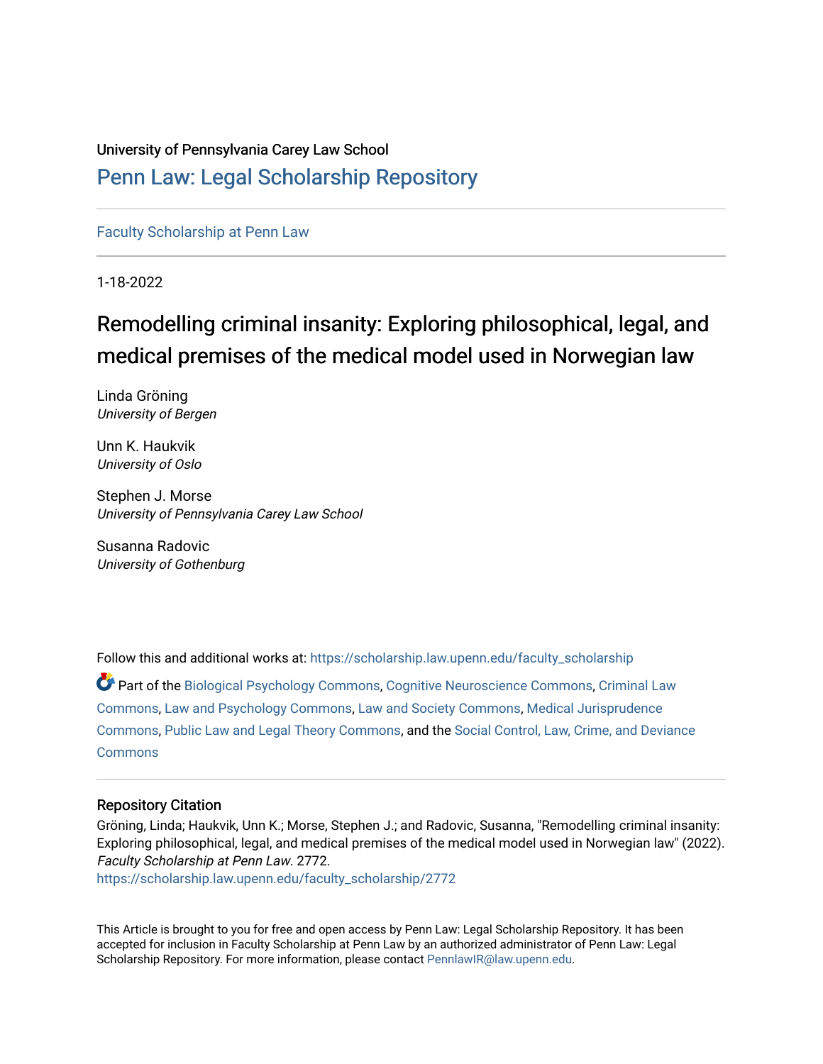University of Pennsylvania Carey Law School

# Penn Law: Legal Scholarship Repository

Faculty Scholarship at Penn Law

1-18-2022

## Remodelling criminal insanity: Exploring philosophical, legal, and medical premises of the medical model used in Norwegian law

Linda Gröning
*University of Bergen*

Unn K. Haukvik
*University of Oslo*

Stephen J. Morse
*University of Pennsylvania Carey Law School*

Susanna Radovic
*University of Gothenburg*

Follow this and additional works at: https://scholarship.law.upenn.edu/faculty_scholarship

Part of the Biological Psychology Commons, Cognitive Neuroscience Commons, Criminal Law Commons, Law and Psychology Commons, Law and Society Commons, Medical Jurisprudence Commons, Public Law and Legal Theory Commons, and the Social Control, Law, Crime, and Deviance Commons

### Repository Citation

Gröning, Linda; Haukvik, Unn K.; Morse, Stephen J.; and Radovic, Susanna, "Remodelling criminal insanity: Exploring philosophical, legal, and medical premises of the medical model used in Norwegian law" (2022). *Faculty Scholarship at Penn Law*. 2772.
https://scholarship.law.upenn.edu/faculty_scholarship/2772

This Article is brought to you for free and open access by Penn Law: Legal Scholarship Repository. It has been accepted for inclusion in Faculty Scholarship at Penn Law by an authorized administrator of Penn Law: Legal Scholarship Repository. For more information, please contact PennlawIR@law.upenn.edu.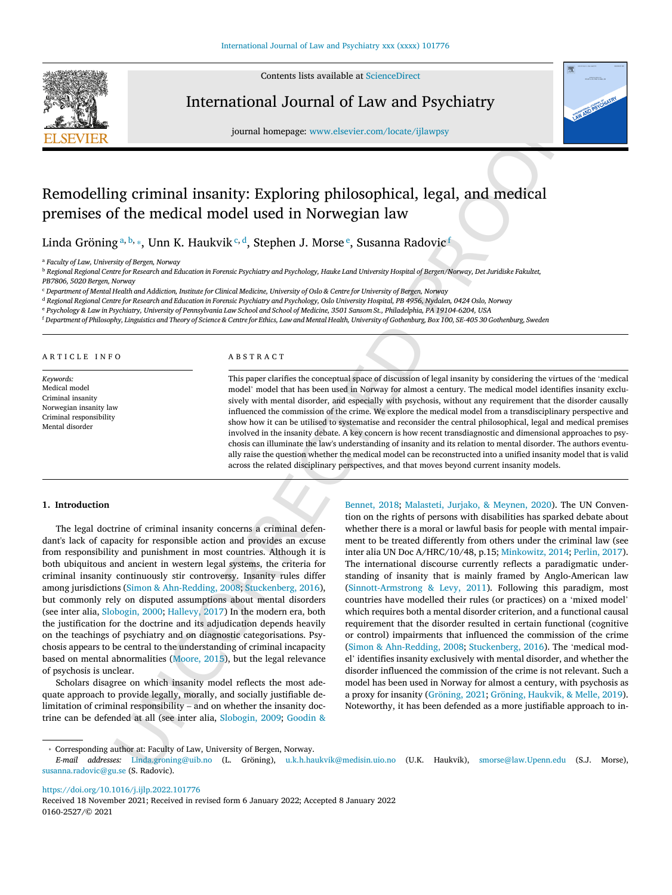# Remodelling criminal insanity: Exploring philosophical, legal, and medical premises of the medical model used in Norwegian law

Linda Gröning [a,b,*], Unn K. Haukvik [c,d], Stephen J. Morse [e], Susanna Radovic [f]

[a] Faculty of Law, University of Bergen, Norway

[b] Regional Regional Centre for Research and Education in Forensic Psychiatry and Psychology, Hauke Land University Hospital of Bergen/Norway, Det Juridiske Fakultet, PB7806, 5020 Bergen, Norway

[c] Department of Mental Health and Addiction, Institute for Clinical Medicine, University of Oslo & Centre for University of Bergen, Norway

[d] Regional Regional Centre for Research and Education in Forensic Psychiatry and Psychology, Oslo University Hospital, PB 4956, Nydalen, 0424 Oslo, Norway

[e] Psychology & Law in Psychiatry, University of Pennsylvania Law School and School of Medicine, 3501 Sansom St., Philadelphia, PA 19104-6204, USA

[f] Department of Philosophy, Linguistics and Theory of Science & Centre for Ethics, Law and Mental Health, University of Gothenburg, Box 100, SE-405 30 Gothenburg, Sweden

**ARTICLE INFO**

*Keywords:*
Medical model
Criminal insanity
Norwegian insanity law
Criminal responsibility
Mental disorder

**ABSTRACT**

This paper clarifies the conceptual space of discussion of legal insanity by considering the virtues of the 'medical model' model that has been used in Norway for almost a century. The medical model identifies insanity exclusively with mental disorder, and especially with psychosis, without any requirement that the disorder causally influenced the commission of the crime. We explore the medical model from a transdisciplinary perspective and show how it can be utilised to systematise and reconsider the central philosophical, legal and medical premises involved in the insanity debate. A key concern is how recent transdiagnostic and dimensional approaches to psychosis can illuminate the law's understanding of insanity and its relation to mental disorder. The authors eventually raise the question whether the medical model can be reconstructed into a unified insanity model that is valid across the related disciplinary perspectives, and that moves beyond current insanity models.

## 1. Introduction

The legal doctrine of criminal insanity concerns a criminal defendant's lack of capacity for responsible action and provides an excuse from responsibility and punishment in most countries. Although it is both ubiquitous and ancient in western legal systems, the criteria for criminal insanity continuously stir controversy. Insanity rules differ among jurisdictions (Simon & Ahn-Redding, 2008; Stuckenberg, 2016), but commonly rely on disputed assumptions about mental disorders (see inter alia, Slobogin, 2000; Hallevy, 2017) In the modern era, both the justification for the doctrine and its adjudication depends heavily on the teachings of psychiatry and on diagnostic categorisations. Psychosis appears to be central to the understanding of criminal incapacity based on mental abnormalities (Moore, 2015), but the legal relevance of psychosis is unclear.

Scholars disagree on which insanity model reflects the most adequate approach to provide legally, morally, and socially justifiable delimitation of criminal responsibility – and on whether the insanity doctrine can be defended at all (see inter alia, Slobogin, 2009; Goodin & Bennet, 2018; Malasteti, Jurjako, & Meynen, 2020). The UN Convention on the rights of persons with disabilities has sparked debate about whether there is a moral or lawful basis for people with mental impairment to be treated differently from others under the criminal law (see inter alia UN Doc A/HRC/10/48, p.15; Minkowitz, 2014; Perlin, 2017). The international discourse currently reflects a paradigmatic understanding of insanity that is mainly framed by Anglo-American law (Sinnott-Armstrong & Levy, 2011). Following this paradigm, most countries have modelled their rules (or practices) on a 'mixed model' which requires both a mental disorder criterion, and a functional causal requirement that the disorder resulted in certain functional (cognitive or control) impairments that influenced the commission of the crime (Simon & Ahn-Redding, 2008; Stuckenberg, 2016). The 'medical model' identifies insanity exclusively with mental disorder, and whether the disorder influenced the commission of the crime is not relevant. Such a model has been used in Norway for almost a century, with psychosis as a proxy for insanity (Gröning, 2021; Gröning, Haukvik, & Melle, 2019). Noteworthy, it has been defended as a more justifiable approach to in-

* Corresponding author at: Faculty of Law, University of Bergen, Norway.
*E-mail addresses:* Linda.groning@uib.no (L. Gröning), u.k.h.haukvik@medisin.uio.no (U.K. Haukvik), smorse@law.Upenn.edu (S.J. Morse), susanna.radovic@gu.se (S. Radovic).

https://doi.org/10.1016/j.ijlp.2022.101776
Received 18 November 2021; Received in revised form 6 January 2022; Accepted 8 January 2022
0160-2527/© 2021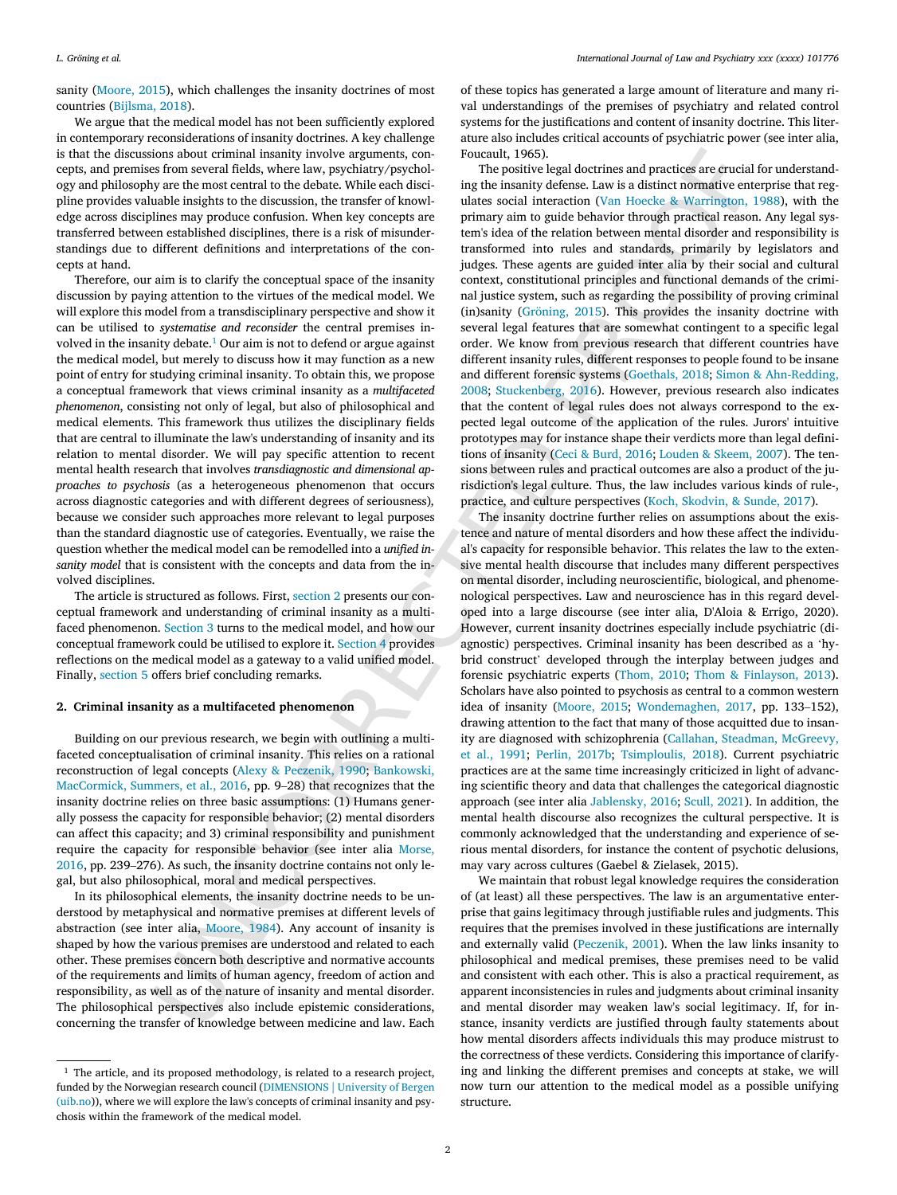sanity (Moore, 2015), which challenges the insanity doctrines of most countries (Bijlsma, 2018).

We argue that the medical model has not been sufficiently explored in contemporary reconsiderations of insanity doctrines. A key challenge is that the discussions about criminal insanity involve arguments, concepts, and premises from several fields, where law, psychiatry/psychology and philosophy are the most central to the debate. While each discipline provides valuable insights to the discussion, the transfer of knowledge across disciplines may produce confusion. When key concepts are transferred between established disciplines, there is a risk of misunderstandings due to different definitions and interpretations of the concepts at hand.

Therefore, our aim is to clarify the conceptual space of the insanity discussion by paying attention to the virtues of the medical model. We will explore this model from a transdisciplinary perspective and show it can be utilised to *systematise and reconsider* the central premises involved in the insanity debate.[1] Our aim is not to defend or argue against the medical model, but merely to discuss how it may function as a new point of entry for studying criminal insanity. To obtain this, we propose a conceptual framework that views criminal insanity as a *multifaceted phenomenon*, consisting not only of legal, but also of philosophical and medical elements. This framework thus utilizes the disciplinary fields that are central to illuminate the law's understanding of insanity and its relation to mental disorder. We will pay specific attention to recent mental health research that involves *transdiagnostic and dimensional approaches to psychosis* (as a heterogeneous phenomenon that occurs across diagnostic categories and with different degrees of seriousness), because we consider such approaches more relevant to legal purposes than the standard diagnostic use of categories. Eventually, we raise the question whether the medical model can be remodelled into a *unified insanity model* that is consistent with the concepts and data from the involved disciplines.

The article is structured as follows. First, section 2 presents our conceptual framework and understanding of criminal insanity as a multifaced phenomenon. Section 3 turns to the medical model, and how our conceptual framework could be utilised to explore it. Section 4 provides reflections on the medical model as a gateway to a valid unified model. Finally, section 5 offers brief concluding remarks.

## 2. Criminal insanity as a multifaceted phenomenon

Building on our previous research, we begin with outlining a multifaceted conceptualisation of criminal insanity. This relies on a rational reconstruction of legal concepts (Alexy & Peczenik, 1990; Bankowski, MacCormick, Summers, et al., 2016, pp. 9–28) that recognizes that the insanity doctrine relies on three basic assumptions: (1) Humans generally possess the capacity for responsible behavior; (2) mental disorders can affect this capacity; and 3) criminal responsibility and punishment require the capacity for responsible behavior (see inter alia Morse, 2016, pp. 239–276). As such, the insanity doctrine contains not only legal, but also philosophical, moral and medical perspectives.

In its philosophical elements, the insanity doctrine needs to be understood by metaphysical and normative premises at different levels of abstraction (see inter alia, Moore, 1984). Any account of insanity is shaped by how the various premises are understood and related to each other. These premises concern both descriptive and normative accounts of the requirements and limits of human agency, freedom of action and responsibility, as well as of the nature of insanity and mental disorder. The philosophical perspectives also include epistemic considerations, concerning the transfer of knowledge between medicine and law. Each of these topics has generated a large amount of literature and many rival understandings of the premises of psychiatry and related control systems for the justifications and content of insanity doctrine. This literature also includes critical accounts of psychiatric power (see inter alia, Foucault, 1965).

The positive legal doctrines and practices are crucial for understanding the insanity defense. Law is a distinct normative enterprise that regulates social interaction (Van Hoecke & Warrington, 1988), with the primary aim to guide behavior through practical reason. Any legal system's idea of the relation between mental disorder and responsibility is transformed into rules and standards, primarily by legislators and judges. These agents are guided inter alia by their social and cultural context, constitutional principles and functional demands of the criminal justice system, such as regarding the possibility of proving criminal (in)sanity (Gröning, 2015). This provides the insanity doctrine with several legal features that are somewhat contingent to a specific legal order. We know from previous research that different countries have different insanity rules, different responses to people found to be insane and different forensic systems (Goethals, 2018; Simon & Ahn-Redding, 2008; Stuckenberg, 2016). However, previous research also indicates that the content of legal rules does not always correspond to the expected legal outcome of the application of the rules. Jurors' intuitive prototypes may for instance shape their verdicts more than legal definitions of insanity (Ceci & Burd, 2016; Louden & Skeem, 2007). The tensions between rules and practical outcomes are also a product of the jurisdiction's legal culture. Thus, the law includes various kinds of rule-, practice, and culture perspectives (Koch, Skodvin, & Sunde, 2017).

The insanity doctrine further relies on assumptions about the existence and nature of mental disorders and how these affect the individual's capacity for responsible behavior. This relates the law to the extensive mental health discourse that includes many different perspectives on mental disorder, including neuroscientific, biological, and phenomenological perspectives. Law and neuroscience has in this regard developed into a large discourse (see inter alia, D'Aloia & Errigo, 2020). However, current insanity doctrines especially include psychiatric (diagnostic) perspectives. Criminal insanity has been described as a 'hybrid construct' developed through the interplay between judges and forensic psychiatric experts (Thom, 2010; Thom & Finlayson, 2013). Scholars have also pointed to psychosis as central to a common western idea of insanity (Moore, 2015; Wondemaghen, 2017, pp. 133–152), drawing attention to the fact that many of those acquitted due to insanity are diagnosed with schizophrenia (Callahan, Steadman, McGreevy, et al., 1991; Perlin, 2017b; Tsimploulis, 2018). Current psychiatric practices are at the same time increasingly criticized in light of advancing scientific theory and data that challenges the categorical diagnostic approach (see inter alia Jablensky, 2016; Scull, 2021). In addition, the mental health discourse also recognizes the cultural perspective. It is commonly acknowledged that the understanding and experience of serious mental disorders, for instance the content of psychotic delusions, may vary across cultures (Gaebel & Zielasek, 2015).

We maintain that robust legal knowledge requires the consideration of (at least) all these perspectives. The law is an argumentative enterprise that gains legitimacy through justifiable rules and judgments. This requires that the premises involved in these justifications are internally and externally valid (Peczenik, 2001). When the law links insanity to philosophical and medical premises, these premises need to be valid and consistent with each other. This is also a practical requirement, as apparent inconsistencies in rules and judgments about criminal insanity and mental disorder may weaken law's social legitimacy. If, for instance, insanity verdicts are justified through faulty statements about how mental disorders affects individuals this may produce mistrust to the correctness of these verdicts. Considering this importance of clarifying and linking the different premises and concepts at stake, we will now turn our attention to the medical model as a possible unifying structure.

[1] The article, and its proposed methodology, is related to a research project, funded by the Norwegian research council (DIMENSIONS | University of Bergen (uib.no)), where we will explore the law's concepts of criminal insanity and psychosis within the framework of the medical model.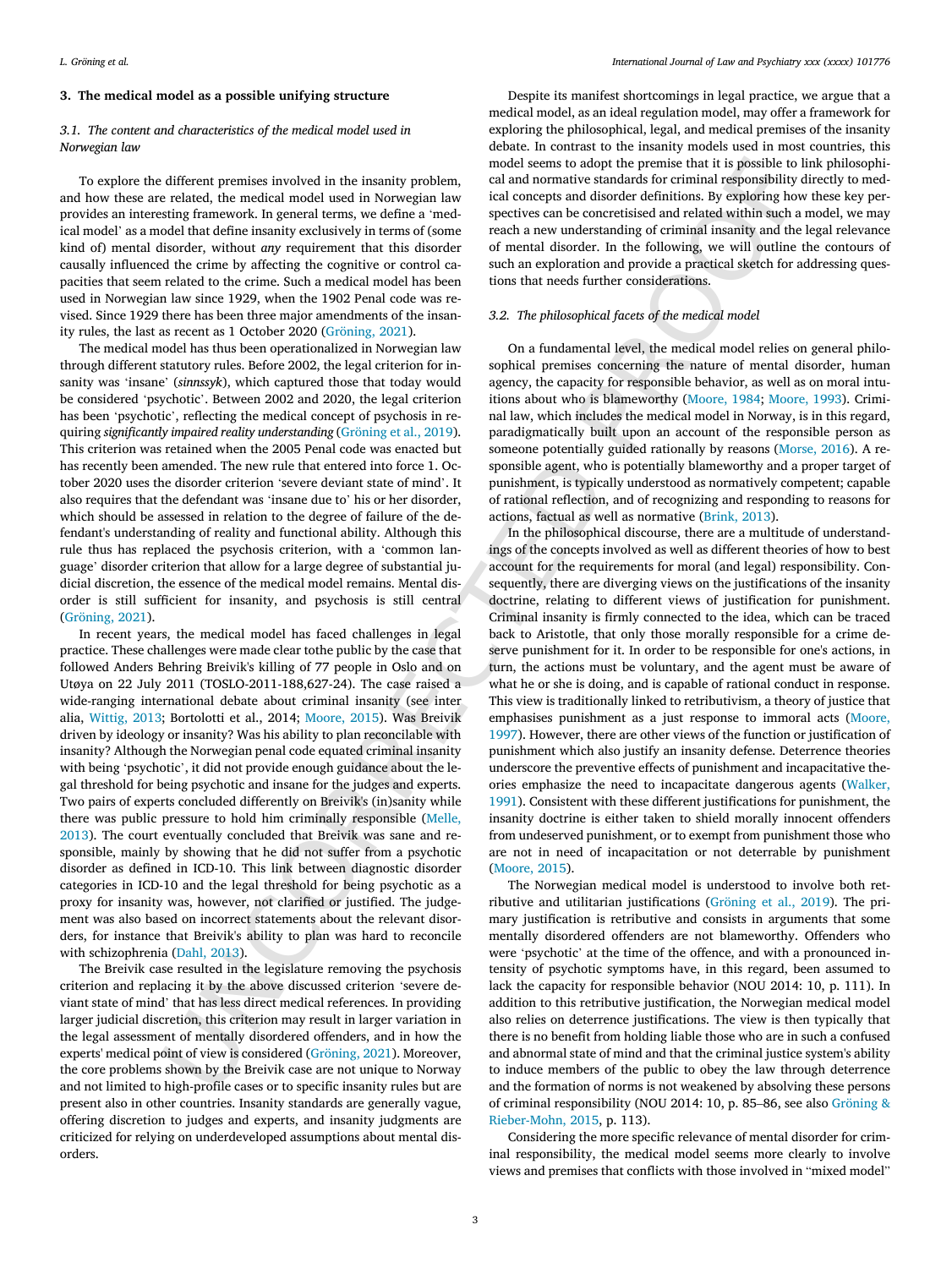## 3. The medical model as a possible unifying structure

### 3.1. The content and characteristics of the medical model used in Norwegian law

To explore the different premises involved in the insanity problem, and how these are related, the medical model used in Norwegian law provides an interesting framework. In general terms, we define a 'medical model' as a model that define insanity exclusively in terms of (some kind of) mental disorder, without *any* requirement that this disorder causally influenced the crime by affecting the cognitive or control capacities that seem related to the crime. Such a medical model has been used in Norwegian law since 1929, when the 1902 Penal code was revised. Since 1929 there has been three major amendments of the insanity rules, the last as recent as 1 October 2020 (Gröning, 2021).

The medical model has thus been operationalized in Norwegian law through different statutory rules. Before 2002, the legal criterion for insanity was 'insane' (*sinnssyk*), which captured those that today would be considered 'psychotic'. Between 2002 and 2020, the legal criterion has been 'psychotic', reflecting the medical concept of psychosis in requiring *significantly impaired reality understanding* (Gröning et al., 2019). This criterion was retained when the 2005 Penal code was enacted but has recently been amended. The new rule that entered into force 1. October 2020 uses the disorder criterion 'severe deviant state of mind'. It also requires that the defendant was 'insane due to' his or her disorder, which should be assessed in relation to the degree of failure of the defendant's understanding of reality and functional ability. Although this rule thus has replaced the psychosis criterion, with a 'common language' disorder criterion that allow for a large degree of substantial judicial discretion, the essence of the medical model remains. Mental disorder is still sufficient for insanity, and psychosis is still central (Gröning, 2021).

In recent years, the medical model has faced challenges in legal practice. These challenges were made clear tothe public by the case that followed Anders Behring Breivik's killing of 77 people in Oslo and on Utøya on 22 July 2011 (TOSLO-2011-188,627-24). The case raised a wide-ranging international debate about criminal insanity (see inter alia, Wittig, 2013; Bortolotti et al., 2014; Moore, 2015). Was Breivik driven by ideology or insanity? Was his ability to plan reconcilable with insanity? Although the Norwegian penal code equated criminal insanity with being 'psychotic', it did not provide enough guidance about the legal threshold for being psychotic and insane for the judges and experts. Two pairs of experts concluded differently on Breivik's (in)sanity while there was public pressure to hold him criminally responsible (Melle, 2013). The court eventually concluded that Breivik was sane and responsible, mainly by showing that he did not suffer from a psychotic disorder as defined in ICD-10. This link between diagnostic disorder categories in ICD-10 and the legal threshold for being psychotic as a proxy for insanity was, however, not clarified or justified. The judgement was also based on incorrect statements about the relevant disorders, for instance that Breivik's ability to plan was hard to reconcile with schizophrenia (Dahl, 2013).

The Breivik case resulted in the legislature removing the psychosis criterion and replacing it by the above discussed criterion 'severe deviant state of mind' that has less direct medical references. In providing larger judicial discretion, this criterion may result in larger variation in the legal assessment of mentally disordered offenders, and in how the experts' medical point of view is considered (Gröning, 2021). Moreover, the core problems shown by the Breivik case are not unique to Norway and not limited to high-profile cases or to specific insanity rules but are present also in other countries. Insanity standards are generally vague, offering discretion to judges and experts, and insanity judgments are criticized for relying on underdeveloped assumptions about mental disorders.

Despite its manifest shortcomings in legal practice, we argue that a medical model, as an ideal regulation model, may offer a framework for exploring the philosophical, legal, and medical premises of the insanity debate. In contrast to the insanity models used in most countries, this model seems to adopt the premise that it is possible to link philosophical and normative standards for criminal responsibility directly to medical concepts and disorder definitions. By exploring how these key perspectives can be concretisised and related within such a model, we may reach a new understanding of criminal insanity and the legal relevance of mental disorder. In the following, we will outline the contours of such an exploration and provide a practical sketch for addressing questions that needs further considerations.

### 3.2. The philosophical facets of the medical model

On a fundamental level, the medical model relies on general philosophical premises concerning the nature of mental disorder, human agency, the capacity for responsible behavior, as well as on moral intuitions about who is blameworthy (Moore, 1984; Moore, 1993). Criminal law, which includes the medical model in Norway, is in this regard, paradigmatically built upon an account of the responsible person as someone potentially guided rationally by reasons (Morse, 2016). A responsible agent, who is potentially blameworthy and a proper target of punishment, is typically understood as normatively competent; capable of rational reflection, and of recognizing and responding to reasons for actions, factual as well as normative (Brink, 2013).

In the philosophical discourse, there are a multitude of understandings of the concepts involved as well as different theories of how to best account for the requirements for moral (and legal) responsibility. Consequently, there are diverging views on the justifications of the insanity doctrine, relating to different views of justification for punishment. Criminal insanity is firmly connected to the idea, which can be traced back to Aristotle, that only those morally responsible for a crime deserve punishment for it. In order to be responsible for one's actions, in turn, the actions must be voluntary, and the agent must be aware of what he or she is doing, and is capable of rational conduct in response. This view is traditionally linked to retributivism, a theory of justice that emphasises punishment as a just response to immoral acts (Moore, 1997). However, there are other views of the function or justification of punishment which also justify an insanity defense. Deterrence theories underscore the preventive effects of punishment and incapacitative theories emphasize the need to incapacitate dangerous agents (Walker, 1991). Consistent with these different justifications for punishment, the insanity doctrine is either taken to shield morally innocent offenders from undeserved punishment, or to exempt from punishment those who are not in need of incapacitation or not deterrable by punishment (Moore, 2015).

The Norwegian medical model is understood to involve both retributive and utilitarian justifications (Gröning et al., 2019). The primary justification is retributive and consists in arguments that some mentally disordered offenders are not blameworthy. Offenders who were 'psychotic' at the time of the offence, and with a pronounced intensity of psychotic symptoms have, in this regard, been assumed to lack the capacity for responsible behavior (NOU 2014: 10, p. 111). In addition to this retributive justification, the Norwegian medical model also relies on deterrence justifications. The view is then typically that there is no benefit from holding liable those who are in such a confused and abnormal state of mind and that the criminal justice system's ability to induce members of the public to obey the law through deterrence and the formation of norms is not weakened by absolving these persons of criminal responsibility (NOU 2014: 10, p. 85–86, see also Gröning & Rieber-Mohn, 2015, p. 113).

Considering the more specific relevance of mental disorder for criminal responsibility, the medical model seems more clearly to involve views and premises that conflicts with those involved in "mixed model"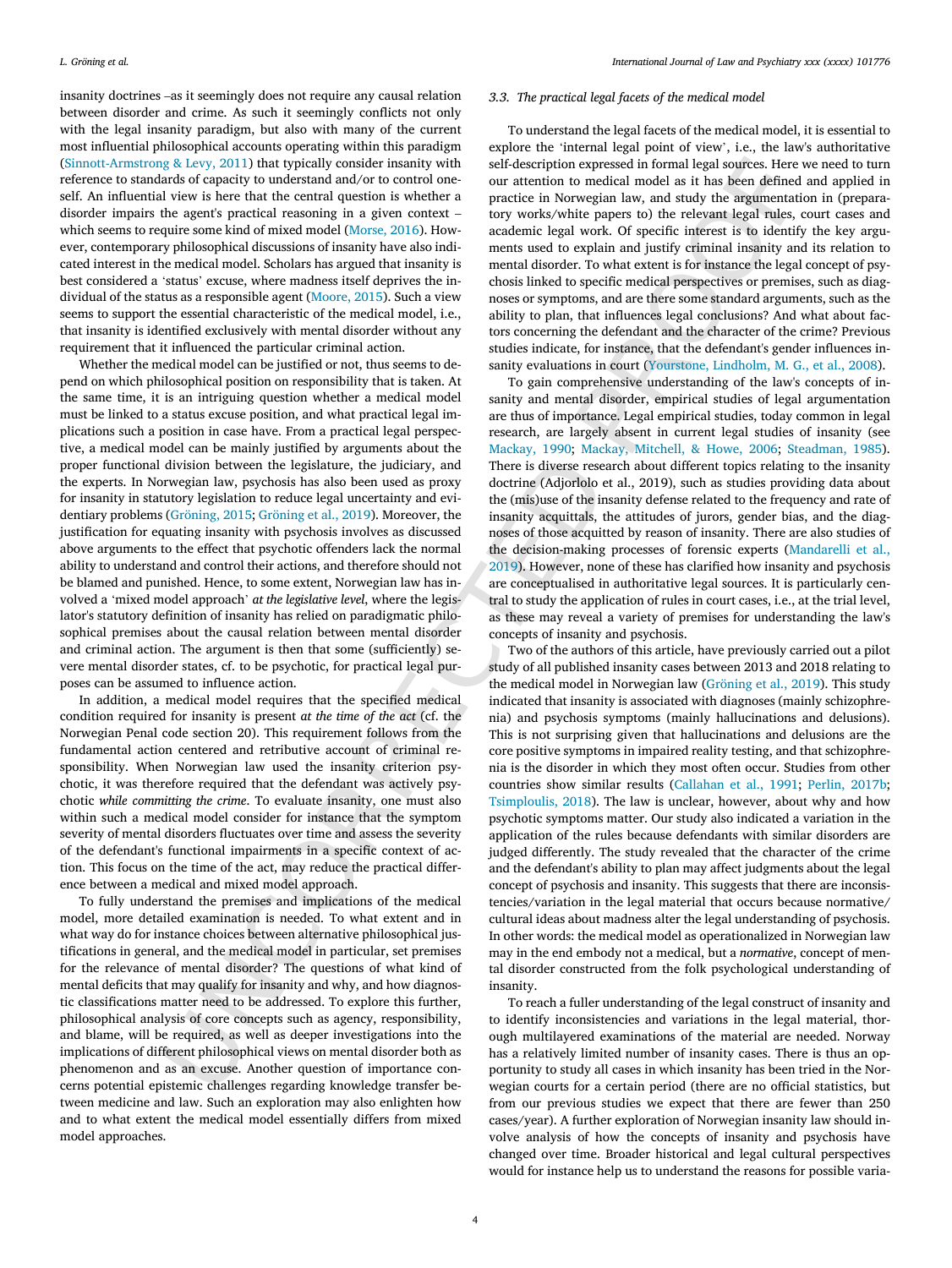insanity doctrines –as it seemingly does not require any causal relation between disorder and crime. As such it seemingly conflicts not only with the legal insanity paradigm, but also with many of the current most influential philosophical accounts operating within this paradigm (Sinnott-Armstrong & Levy, 2011) that typically consider insanity with reference to standards of capacity to understand and/or to control oneself. An influential view is here that the central question is whether a disorder impairs the agent's practical reasoning in a given context – which seems to require some kind of mixed model (Morse, 2016). However, contemporary philosophical discussions of insanity have also indicated interest in the medical model. Scholars has argued that insanity is best considered a 'status' excuse, where madness itself deprives the individual of the status as a responsible agent (Moore, 2015). Such a view seems to support the essential characteristic of the medical model, i.e., that insanity is identified exclusively with mental disorder without any requirement that it influenced the particular criminal action.

Whether the medical model can be justified or not, thus seems to depend on which philosophical position on responsibility that is taken. At the same time, it is an intriguing question whether a medical model must be linked to a status excuse position, and what practical legal implications such a position in case have. From a practical legal perspective, a medical model can be mainly justified by arguments about the proper functional division between the legislature, the judiciary, and the experts. In Norwegian law, psychosis has also been used as proxy for insanity in statutory legislation to reduce legal uncertainty and evidentiary problems (Gröning, 2015; Gröning et al., 2019). Moreover, the justification for equating insanity with psychosis involves as discussed above arguments to the effect that psychotic offenders lack the normal ability to understand and control their actions, and therefore should not be blamed and punished. Hence, to some extent, Norwegian law has involved a 'mixed model approach' *at the legislative level*, where the legislator's statutory definition of insanity has relied on paradigmatic philosophical premises about the causal relation between mental disorder and criminal action. The argument is then that some (sufficiently) severe mental disorder states, cf. to be psychotic, for practical legal purposes can be assumed to influence action.

In addition, a medical model requires that the specified medical condition required for insanity is present *at the time of the act* (cf. the Norwegian Penal code section 20). This requirement follows from the fundamental action centered and retributive account of criminal responsibility. When Norwegian law used the insanity criterion psychotic, it was therefore required that the defendant was actively psychotic *while committing the crime*. To evaluate insanity, one must also within such a medical model consider for instance that the symptom severity of mental disorders fluctuates over time and assess the severity of the defendant's functional impairments in a specific context of action. This focus on the time of the act, may reduce the practical difference between a medical and mixed model approach.

To fully understand the premises and implications of the medical model, more detailed examination is needed. To what extent and in what way do for instance choices between alternative philosophical justifications in general, and the medical model in particular, set premises for the relevance of mental disorder? The questions of what kind of mental deficits that may qualify for insanity and why, and how diagnostic classifications matter need to be addressed. To explore this further, philosophical analysis of core concepts such as agency, responsibility, and blame, will be required, as well as deeper investigations into the implications of different philosophical views on mental disorder both as phenomenon and as an excuse. Another question of importance concerns potential epistemic challenges regarding knowledge transfer between medicine and law. Such an exploration may also enlighten how and to what extent the medical model essentially differs from mixed model approaches.

### 3.3. The practical legal facets of the medical model

To understand the legal facets of the medical model, it is essential to explore the 'internal legal point of view', i.e., the law's authoritative self-description expressed in formal legal sources. Here we need to turn our attention to medical model as it has been defined and applied in practice in Norwegian law, and study the argumentation in (preparatory works/white papers to) the relevant legal rules, court cases and academic legal work. Of specific interest is to identify the key arguments used to explain and justify criminal insanity and its relation to mental disorder. To what extent is for instance the legal concept of psychosis linked to specific medical perspectives or premises, such as diagnoses or symptoms, and are there some standard arguments, such as the ability to plan, that influences legal conclusions? And what about factors concerning the defendant and the character of the crime? Previous studies indicate, for instance, that the defendant's gender influences insanity evaluations in court (Yourstone, Lindholm, M. G., et al., 2008).

To gain comprehensive understanding of the law's concepts of insanity and mental disorder, empirical studies of legal argumentation are thus of importance. Legal empirical studies, today common in legal research, are largely absent in current legal studies of insanity (see Mackay, 1990; Mackay, Mitchell, & Howe, 2006; Steadman, 1985). There is diverse research about different topics relating to the insanity doctrine (Adjorlolo et al., 2019), such as studies providing data about the (mis)use of the insanity defense related to the frequency and rate of insanity acquittals, the attitudes of jurors, gender bias, and the diagnoses of those acquitted by reason of insanity. There are also studies of the decision-making processes of forensic experts (Mandarelli et al., 2019). However, none of these has clarified how insanity and psychosis are conceptualised in authoritative legal sources. It is particularly central to study the application of rules in court cases, i.e., at the trial level, as these may reveal a variety of premises for understanding the law's concepts of insanity and psychosis.

Two of the authors of this article, have previously carried out a pilot study of all published insanity cases between 2013 and 2018 relating to the medical model in Norwegian law (Gröning et al., 2019). This study indicated that insanity is associated with diagnoses (mainly schizophrenia) and psychosis symptoms (mainly hallucinations and delusions). This is not surprising given that hallucinations and delusions are the core positive symptoms in impaired reality testing, and that schizophrenia is the disorder in which they most often occur. Studies from other countries show similar results (Callahan et al., 1991; Perlin, 2017b; Tsimploulis, 2018). The law is unclear, however, about why and how psychotic symptoms matter. Our study also indicated a variation in the application of the rules because defendants with similar disorders are judged differently. The study revealed that the character of the crime and the defendant's ability to plan may affect judgments about the legal concept of psychosis and insanity. This suggests that there are inconsistencies/variation in the legal material that occurs because normative/cultural ideas about madness alter the legal understanding of psychosis. In other words: the medical model as operationalized in Norwegian law may in the end embody not a medical, but a *normative*, concept of mental disorder constructed from the folk psychological understanding of insanity.

To reach a fuller understanding of the legal construct of insanity and to identify inconsistencies and variations in the legal material, thorough multilayered examinations of the material are needed. Norway has a relatively limited number of insanity cases. There is thus an opportunity to study all cases in which insanity has been tried in the Norwegian courts for a certain period (there are no official statistics, but from our previous studies we expect that there are fewer than 250 cases/year). A further exploration of Norwegian insanity law should involve analysis of how the concepts of insanity and psychosis have changed over time. Broader historical and legal cultural perspectives would for instance help us to understand the reasons for possible varia-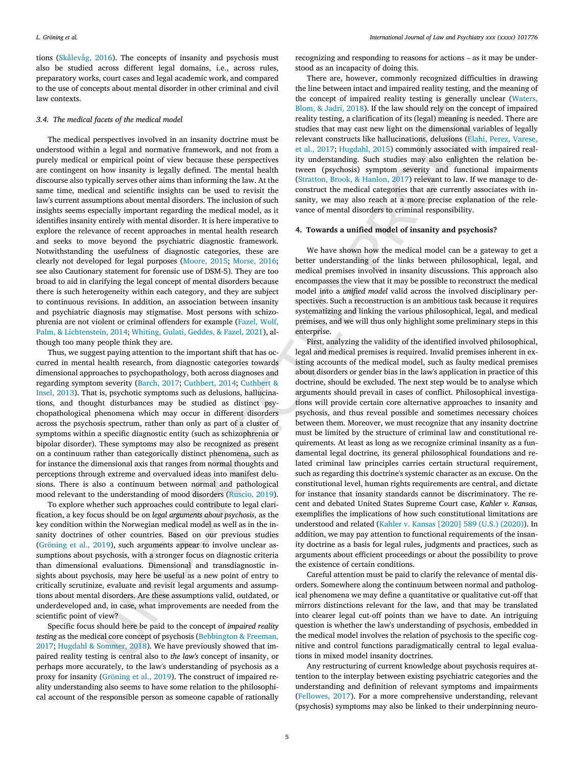tions (Skålevåg, 2016). The concepts of insanity and psychosis must also be studied across different legal domains, i.e., across rules, preparatory works, court cases and legal academic work, and compared to the use of concepts about mental disorder in other criminal and civil law contexts.

### 3.4. The medical facets of the medical model

The medical perspectives involved in an insanity doctrine must be understood within a legal and normative framework, and not from a purely medical or empirical point of view because these perspectives are contingent on how insanity is legally defined. The mental health discourse also typically serves other aims than informing the law. At the same time, medical and scientific insights can be used to revisit the law's current assumptions about mental disorders. The inclusion of such insights seems especially important regarding the medical model, as it identifies insanity entirely with mental disorder. It is here imperative to explore the relevance of recent approaches in mental health research and seeks to move beyond the psychiatric diagnostic framework. Notwithstanding the usefulness of diagnostic categories, these are clearly not developed for legal purposes (Moore, 2015; Morse, 2016; see also Cautionary statement for forensic use of DSM-5). They are too broad to aid in clarifying the legal concept of mental disorders because there is such heterogeneity within each category, and they are subject to continuous revisions. In addition, an association between insanity and psychiatric diagnosis may stigmatise. Most persons with schizophrenia are not violent or criminal offenders for example (Fazel, Wolf, Palm, & Lichtenstein, 2014; Whiting, Gulati, Geddes, & Fazel, 2021), although too many people think they are.

Thus, we suggest paying attention to the important shift that has occurred in mental health research, from diagnostic categories towards dimensional approaches to psychopathology, both across diagnoses and regarding symptom severity (Barch, 2017; Cuthbert, 2014; Cuthbert & Insel, 2013). That is, psychotic symptoms such as delusions, hallucinations, and thought disturbances may be studied as distinct psychopathological phenomena which may occur in different disorders across the psychosis spectrum, rather than only as part of a cluster of symptoms within a specific diagnostic entity (such as schizophrenia or bipolar disorder). These symptoms may also be recognized as present on a continuum rather than categorically distinct phenomena, such as for instance the dimensional axis that ranges from normal thoughts and perceptions through extreme and overvalued ideas into manifest delusions. There is also a continuum between normal and pathological mood relevant to the understanding of mood disorders (Ruscio, 2019).

To explore whether such approaches could contribute to legal clarification, a key focus should be on *legal arguments about psychosis*, as the key condition within the Norwegian medical model as well as in the insanity doctrines of other countries. Based on our previous studies (Gröning et al., 2019), such arguments appear to involve unclear assumptions about psychosis, with a stronger focus on diagnostic criteria than dimensional evaluations. Dimensional and transdiagnostic insights about psychosis, may here be useful as a new point of entry to critically scrutinize, evaluate and revisit legal arguments and assumptions about mental disorders. Are these assumptions valid, outdated, or underdeveloped and, in case, what improvements are needed from the scientific point of view?

Specific focus should here be paid to the concept of *impaired reality testing* as the medical core concept of psychosis (Bebbington & Freeman, 2017; Hugdahl & Sommer, 2018). We have previously showed that impaired reality testing is central also to *the law's* concept of insanity, or perhaps more accurately, to the law's understanding of psychosis as a proxy for insanity (Gröning et al., 2019). The construct of impaired reality understanding also seems to have some relation to the philosophical account of the responsible person as someone capable of rationally recognizing and responding to reasons for actions – as it may be understood as an incapacity of doing this.

There are, however, commonly recognized difficulties in drawing the line between intact and impaired reality testing, and the meaning of the concept of impaired reality testing is generally unclear (Waters, Blom, & Jadri, 2018). If the law should rely on the concept of impaired reality testing, a clarification of its (legal) meaning is needed. There are studies that may cast new light on the dimensional variables of legally relevant constructs like hallucinations, delusions (Elahi, Perez, Varese, et al., 2017; Hugdahl, 2015) commonly associated with impaired reality understanding. Such studies may also enlighten the relation between (psychosis) symptom severity and functional impairments (Stratton, Brook, & Hanlon, 2017) relevant to law. If we manage to deconstruct the medical categories that are currently associates with insanity, we may also reach at a more precise explanation of the relevance of mental disorders to criminal responsibility.

## 4. Towards a unified model of insanity and psychosis?

We have shown how the medical model can be a gateway to get a better understanding of the links between philosophical, legal, and medical premises involved in insanity discussions. This approach also encompasses the view that it may be possible to reconstruct the medical model into a *unified model* valid across the involved disciplinary perspectives. Such a reconstruction is an ambitious task because it requires systematizing and linking the various philosophical, legal, and medical premises, and we will thus only highlight some preliminary steps in this enterprise.

First, analyzing the validity of the identified involved philosophical, legal and medical premises is required. Invalid premises inherent in existing accounts of the medical model, such as faulty medical premises about disorders or gender bias in the law's application in practice of this doctrine, should be excluded. The next step would be to analyse which arguments should prevail in cases of conflict. Philosophical investigations will provide certain core alternative approaches to insanity and psychosis, and thus reveal possible and sometimes necessary choices between them. Moreover, we must recognize that any insanity doctrine must be limited by the structure of criminal law and constitutional requirements. At least as long as we recognize criminal insanity as a fundamental legal doctrine, its general philosophical foundations and related criminal law principles carries certain structural requirement, such as regarding this doctrine's systemic character as an excuse. On the constitutional level, human rights requirements are central, and dictate for instance that insanity standards cannot be discriminatory. The recent and debated United States Supreme Court case, *Kahler v. Kansas,* exemplifies the implications of how such constitutional limitations are understood and related (Kahler v. Kansas [2020] 589 (U.S.) (2020)). In addition, we may pay attention to functional requirements of the insanity doctrine as a basis for legal rules, judgments and practices, such as arguments about efficient proceedings or about the possibility to prove the existence of certain conditions.

Careful attention must be paid to clarify the relevance of mental disorders. Somewhere along the continuum between normal and pathological phenomena we may define a quantitative or qualitative cut-off that mirrors distinctions relevant for the law, and that may be translated into clearer legal cut-off points than we have to date. An intriguing question is whether the law's understanding of psychosis, embedded in the medical model involves the relation of psychosis to the specific cognitive and control functions paradigmatically central to legal evaluations in mixed model insanity doctrines.

Any restructuring of current knowledge about psychosis requires attention to the interplay between existing psychiatric categories and the understanding and definition of relevant symptoms and impairments (Fellowes, 2017). For a more comprehensive understanding, relevant (psychosis) symptoms may also be linked to their underpinning neuro-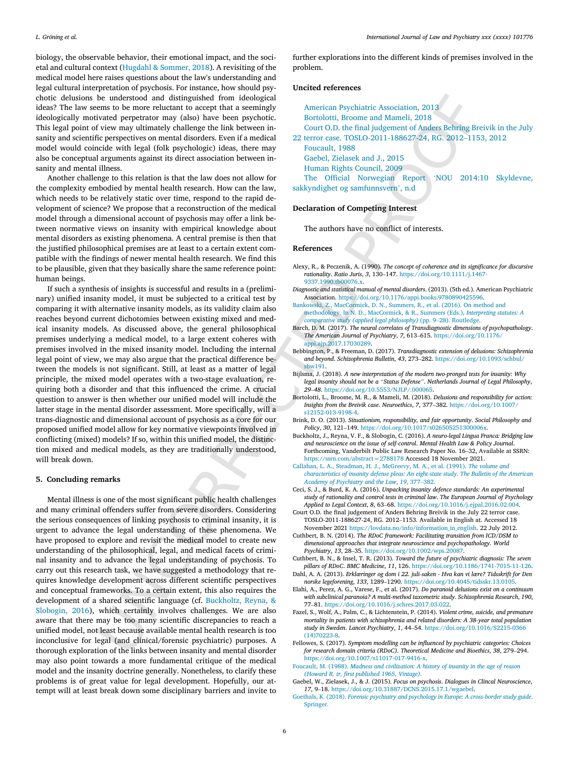biology, the observable behavior, their emotional impact, and the societal and cultural context (Hugdahl & Sommer, 2018). A revisiting of the medical model here raises questions about the law's understanding and legal cultural interpretation of psychosis. For instance, how should psychotic delusions be understood and distinguished from ideological ideas? The law seems to be more reluctant to accept that a seemingly ideologically motivated perpetrator may (also) have been psychotic. This legal point of view may ultimately challenge the link between insanity and scientific perspectives on mental disorders. Even if a medical model would coincide with legal (folk psychologic) ideas, there may also be conceptual arguments against its direct association between insanity and mental illness.

Another challenge to this relation is that the law does not allow for the complexity embodied by mental health research. How can the law, which needs to be relatively static over time, respond to the rapid development of science? We propose that a reconstruction of the medical model through a dimensional account of psychosis may offer a link between normative views on insanity with empirical knowledge about mental disorders as existing phenomena. A central premise is then that the justified philosophical premises are at least to a certain extent compatible with the findings of newer mental health research. We find this to be plausible, given that they basically share the same reference point: human beings.

If such a synthesis of insights is successful and results in a (preliminary) unified insanity model, it must be subjected to a critical test by comparing it with alternative insanity models, as its validity claim also reaches beyond current dichotomies between existing mixed and medical insanity models. As discussed above, the general philosophical premises underlying a medical model, to a large extent coheres with premises involved in the mixed insanity model. Including the internal legal point of view, we may also argue that the practical difference between the models is not significant. Still, at least as a matter of legal principle, the mixed model operates with a two-stage evaluation, requiring both a disorder and that this influenced the crime. A crucial question to answer is then whether our unified model will include the latter stage in the mental disorder assessment. More specifically, will a trans-diagnostic and dimensional account of psychosis as a core for our proposed unified model allow for key normative viewpoints involved in conflicting (mixed) models? If so, within this unified model, the distinction mixed and medical models, as they are traditionally understood, will break down.

## 5. Concluding remarks

Mental illness is one of the most significant public health challenges and many criminal offenders suffer from severe disorders. Considering the serious consequences of linking psychosis to criminal insanity, it is urgent to advance the legal understanding of these phenomena. We have proposed to explore and revisit the medical model to create new understanding of the philosophical, legal, and medical facets of criminal insanity and to advance the legal understanding of psychosis. To carry out this research task, we have suggested a methodology that requires knowledge development across different scientific perspectives and conceptual frameworks. To a certain extent, this also requires the development of a shared scientific language (cf. Buckholtz, Reyna, & Slobogin, 2016), which certainly involves challenges. We are also aware that there may be too many scientific discrepancies to reach a unified model, not least because available mental health research is too inconclusive for legal (and clinical/forensic psychiatric) purposes. A thorough exploration of the links between insanity and mental disorder may also point towards a more fundamental critique of the medical model and the insanity doctrine generally. Nonetheless, to clarify these problems is of great value for legal development. Hopefully, our attempt will at least break down some disciplinary barriers and invite to further explorations into the different kinds of premises involved in the problem.

## Uncited references

American Psychiatric Association, 2013
Bortolotti, Broome and Mameli, 2018
Court O.D. the final judgement of Anders Behring Breivik in the July 22 terror case. TOSLO-2011-188627-24, RG. 2012–1153, 2012
Foucault, 1988
Gaebel, Zielasek and J., 2015
Human Rights Council, 2009
The Official Norwegian Report 'NOU 2014:10 Skyldevne, sakkyndighet og samfunnsvern', n.d

## Declaration of Competing Interest

The authors have no conflict of interests.

## References

Alexy, R., & Peczenik, A. (1990). *The concept of coherence and its significance for discursive rationality*. *Ratio Juris*, *3*, 130–147. https://doi.org/10.1111/j.1467-9337.1990.tb00076.x.

*Diagnostic and statistical manual of mental disorders*. (2013). (5th ed.). American Psychiatric Association. https://doi.org/10.1176/appi.books.9780890425596.

Bankowski, Z., MacCormick, D. N., Summers, R., et al. (2016). On method and methodology. In N. D., MacCormick, & R., Summers (Eds.), *Interpreting statutes: A comparative study (applied legal philosophy)* (pp. 9–28). Routledge.

Barch, D. M. (2017). *The neural correlates of Transdiagnostic dimensions of psychopathology*. *The American Journal of Psychiatry*, *7*, 613–615. https://doi.org/10.1176/appi.ajp.2017.17030289.

Bebbington, P., & Freeman, D. (2017). *Transdiagnostic extension of delusions: Schizophrenia and beyond*. *Schizophrenia Bulletin*, *43*, 273–282. https://doi.org/10.1093/schbul/sbw191.

Bijlsma, J. (2018). *A new interpretation of the modern two-pronged tests for insanity: Why legal insanity should not be a "Status Defense"*. *Netherlands Journal of Legal Philosophy*, *29*–*48*. https://doi.org/10.5553/NJLP/.000065.

Bortolotti, L., Broome, M. R., & Mameli, M. (2018). *Delusions and responsibility for action: Insights from the Breivik case*. *Neuroethics*, *7*, 377–382. https://doi.org/10.1007/s12152-013-9198-4.

Brink, D. O. (2013). *Situationism, responsibility, and fair opportunity*. *Social Philosophy and Policy*, *30*, 121–149. https://doi.org/10.1017/s026505251300006x.

Buckholtz, J., Reyna, V. F., & Slobogin, C. (2016). *A neuro-legal Lingua Franca: Bridging law and neuroscience on the issue of self-control*. *Mental Health Law & Policy Journal*. Forthcoming, Vanderbilt Public Law Research Paper No. 16–32, Available at SSRN: https://ssrn.com/abstract=2788178 Accessed 18 November 2021.

Callahan, L. A., Steadman, H. J., McGreevy, M. A., et al. (1991). *The volume and characteristics of insanity defense pleas: An eight-state study*. *The Bulletin of the American Academy of Psychiatry and the Law*, *19*, 377–382.

Ceci, S. J., & Burd, K. A. (2016). *Unpacking insanity defence standards: An experimental study of rationality and control tests in criminal law*. *The European Journal of Psychology Applied to Legal Context*, *8*, 63–68. https://doi.org/10.1016/j.ejpal.2016.02.004.

Court O.D. the final judgement of Anders Behring Breivik in the July 22 terror case. TOSLO-2011-188627-24, RG. 2012–1153. Available in English at. Accessed 18 November 2021 https://lovdata.no/info/information_in_english. 22 July 2012.

Cuthbert, B. N. (2014). *The RDoC framework: Facilitating transition from ICD/DSM to dimensional approaches that integrate neuroscience and psychopathology*. *World Psychiatry*, *13*, 28–35. https://doi.org/10.1002/wps.20087.

Cuthbert, B. N., & Insel, T. R. (2013). *Toward the future of psychiatric diagnosis: The seven pillars of RDoC*. *BMC Medicine*, *11*, 126. https://doi.org/10.1186/1741-7015-11-126.

Dahl, A. A. (2013). *Erklæringer og dom i 22. juli-saken - Hva kan vi lære? Tidsskrift for Den norske legeforening*, *133*, 1289–1290. https://doi.org/10.4045/tidsskr.13.0105.

Elahi, A., Perez, A. G., Varese, F., et al. (2017). *Do paranoid delusions exist on a continuum with subclinical paranoia? A multi-method taxometric study*. *Schizophrenia Research*, *190*, 77–81. https://doi.org/10.1016/j.schres.2017.03.022.

Fazel, S., Wolf, A., Palm, C., & Lichtenstein, P. (2014). *Violent crime, suicide, and premature mortality in patients with schizophrenia and related disorders: A 38-year total population study in Sweden*. *Lancet Psychiatry*, *1*, 44–54. https://doi.org/10.1016/S2215-0366(14)70223-8.

Fellowes, S. (2017). *Symptom modelling can be influenced by psychiatric categories: Choices for research domain criteria (RDoC)*. *Theoretical Medicine and Bioethics*, *38*, 279–294. https://doi.org/10.1007/s11017-017-9416-x.

Foucault, M. (1988). *Madness and civilization: A history of insanity in the age of reason (Howard R. tr, first published 1965, Vintage)*.

Gaebel, W., Zielasek, J., & J. (2015). *Focus on psychosis*. *Dialogues in Clincal Neuroscience*, *17*, 9–18. https://doi.org/10.31887/DCNS.2015.17.1/wgaebel.

Goethals, K. (2018). *Forensic psychiatry and psychology in Europe: A cross-border study guide*. Springer.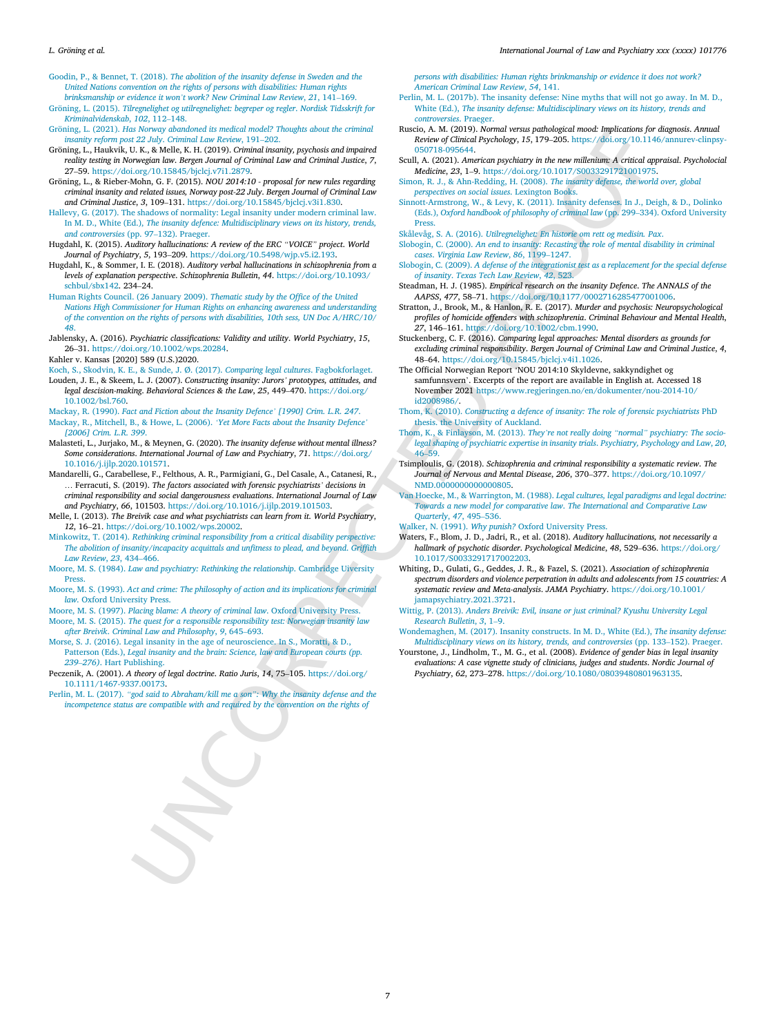Goodin, P., & Bennet, T. (2018). *The abolition of the insanity defense in Sweden and the United Nations convention on the rights of persons with disabilities: Human rights brinksmanship or evidence it won't work? New Criminal Law Review, 21*, 141–169.

Gröning, L. (2015). *Tilregnelighet og utilregnelighet: begreper og regler. Nordisk Tidsskrift for Kriminalvidenskab, 102*, 112–148.

Gröning, L. (2021). *Has Norway abandoned its medical model? Thoughts about the criminal insanity reform post 22 July. Criminal Law Review*, 191–202.

Gröning, L., Haukvik, U. K., & Melle, K. H. (2019). *Criminal insanity, psychosis and impaired reality testing in Norwegian law. Bergen Journal of Criminal Law and Criminal Justice, 7*, 27–59. https://doi.org/10.15845/bjclcj.v7i1.2879.

Gröning, L., & Rieber-Mohn, G. F. (2015). *NOU 2014:10 - proposal for new rules regarding criminal insanity and related issues, Norway post-22 July. Bergen Journal of Criminal Law and Criminal Justice, 3*, 109–131. https://doi.org/10.15845/bjclcj.v3i1.830.

Hallevy, G. (2017). The shadows of normality: Legal insanity under modern criminal law. In M. D., White (Ed.), *The insanity defence: Multidisciplinary views on its history, trends, and controversies* (pp. 97–132). Praeger.

Hugdahl, K. (2015). *Auditory hallucinations: A review of the ERC "VOICE" project. World Journal of Psychiatry, 5*, 193–209. https://doi.org/10.5498/wjp.v5.i2.193.

Hugdahl, K., & Sommer, I. E. (2018). *Auditory verbal hallucinations in schizophrenia from a levels of explanation perspective. Schizophrenia Bulletin, 44*. https://doi.org/10.1093/schbul/sbx142. 234–24.

Human Rights Council. (26 January 2009). *Thematic study by the Office of the United Nations High Commissioner for Human Rights on enhancing awareness and understanding of the convention on the rights of persons with disabilities, 10th sess, UN Doc A/HRC/10/48*.

Jablensky, A. (2016). *Psychiatric classifications: Validity and utility. World Psychiatry, 15*, 26–31. https://doi.org/10.1002/wps.20284.

Kahler v. Kansas [2020] 589 (U.S.)2020.

Koch, S., Skodvin, K. E., & Sunde, J. Ø. (2017). *Comparing legal cultures*. Fagbokforlaget.

Louden, J. E., & Skeem, L. J. (2007). *Constructing insanity: Jurors' prototypes, attitudes, and legal decision-making. Behavioral Sciences & the Law, 25*, 449–470. https://doi.org/10.1002/bsl.760.

Mackay, R. (1990). *Fact and Fiction about the Insanity Defence' [1990] Crim. L.R. 247.*

Mackay, R., Mitchell, B., & Howe, L. (2006). *'Yet More Facts about the Insanity Defence' [2006] Crim. L.R. 399.*

Malasteti, L., Jurjako, M., & Meynen, G. (2020). *The insanity defense without mental illness? Some considerations. International Journal of Law and Psychiatry, 71*. https://doi.org/10.1016/j.ijlp.2020.101571.

Mandarelli, G., Carabellese, F., Felthous, A. R., Parmigiani, G., Del Casale, A., Catanesi, R., … Ferracuti, S. (2019). *The factors associated with forensic psychiatrists' decisions in criminal responsibility and social dangerousness evaluations. International Journal of Law and Psychiatry, 66*, 101503. https://doi.org/10.1016/j.ijlp.2019.101503.

Melle, I. (2013). *The Breivik case and what psychiatrists can learn from it. World Psychiatry, 12*, 16–21. https://doi.org/10.1002/wps.20002.

Minkowitz, T. (2014). *Rethinking criminal responsibility from a critical disability perspective: The abolition of insanity/incapacity acquittals and unfitness to plead, and beyond. Griffith Law Review, 23*, 434–466.

Moore, M. S. (1984). *Law and psychiatry: Rethinking the relationship*. Cambridge Uiversity Press.

Moore, M. S. (1993). *Act and crime: The philosophy of action and its implications for criminal law*. Oxford University Press.

Moore, M. S. (1997). *Placing blame: A theory of criminal law*. Oxford University Press.

Moore, M. S. (2015). *The quest for a responsible responsibility test: Norwegian insanity law after Breivik. Criminal Law and Philosophy, 9*, 645–693.

Morse, S. J. (2016). Legal insanity in the age of neuroscience. In S., Moratti, & D., Patterson (Eds.), *Legal insanity and the brain: Science, law and European courts (pp. 239–276)*. Hart Publishing.

Peczenik, A. (2001). *A theory of legal doctrine. Ratio Juris, 14*, 75–105. https://doi.org/10.1111/1467-9337.00173.

Perlin, M. L. (2017). *"god said to Abraham/kill me a son": Why the insanity defense and the incompetence status are compatible with and required by the convention on the rights of persons with disabilities: Human rights brinkmanship or evidence it does not work? American Criminal Law Review, 54*, 141.

Perlin, M. L. (2017b). The insanity defense: Nine myths that will not go away. In M. D., White (Ed.), *The insanity defense: Multidisciplinary views on its history, trends and controversies*. Praeger.

Ruscio, A. M. (2019). *Normal versus pathological mood: Implications for diagnosis. Annual Review of Clinical Psychology, 15*, 179–205. https://doi.org/10.1146/annurev-clinpsy-050718-095644.

Scull, A. (2021). *American psychiatry in the new millenium: A critical appraisal. Psycholocial Medicine, 23*, 1–9. https://doi.org/10.1017/S0033291721001975.

Simon, R. J., & Ahn-Redding, H. (2008). *The insanity defense, the world over, global perspectives on social issues*. Lexington Books.

Sinnott-Armstrong, W., & Levy, K. (2011). Insanity defenses. In J., Deigh, & D., Dolinko (Eds.), *Oxford handbook of philosophy of criminal law* (pp. 299–334). Oxford University Press.

Skålevåg, S. A. (2016). *Utilregnelighet: En historie om rett og medisin*. Pax.

Slobogin, C. (2000). *An end to insanity: Recasting the role of mental disability in criminal cases. Virginia Law Review, 86*, 1199–1247.

Slobogin, C. (2009). *A defense of the integrationist test as a replacement for the special defense of insanity. Texas Tech Law Review, 42*, 523.

Steadman, H. J. (1985). *Empirical research on the insanity Defence. The ANNALS of the AAPSS, 477*, 58–71. https://doi.org/10.1177/0002716285477001006.

Stratton, J., Brook, M., & Hanlon, R. E. (2017). *Murder and psychosis: Neuropsychological profiles of homicide offenders with schizophrenia. Criminal Behaviour and Mental Health, 27*, 146–161. https://doi.org/10.1002/cbm.1990.

Stuckenberg, C. F. (2016). *Comparing legal approaches: Mental disorders as grounds for excluding criminal responsibility. Bergen Journal of Criminal Law and Criminal Justice, 4*, 48–64. https://doi.org/10.15845/bjclcj.v4i1.1026.

The Official Norwegian Report 'NOU 2014:10 Skyldevne, sakkyndighet og samfunnsvern'. Excerpts of the report are available in English at. Accessed 18 November 2021 https://www.regjeringen.no/en/dokumenter/nou-2014-10/id2008986/.

Thom, K. (2010). *Constructing a defence of insanity: The role of forensic psychiatrists* PhD thesis. the University of Auckland.

Thom, K., & Finlayson, M. (2013). *They're not really doing "normal" psychiatry: The socio-legal shaping of psychiatric expertise in insanity trials. Psychiatry, Psychology and Law, 20*, 46–59.

Tsimploulis, G. (2018). *Schizophrenia and criminal responsibility a systematic review. The Journal of Nervous and Mental Disease, 206*, 370–377. https://doi.org/10.1097/NMD.0000000000000805.

Van Hoecke, M., & Warrington, M. (1988). *Legal cultures, legal paradigms and legal doctrine: Towards a new model for comparative law. The International and Comparative Law Quarterly, 47*, 495–536.

Walker, N. (1991). *Why punish?* Oxford University Press.

Waters, F., Blom, J. D., Jadri, R., et al. (2018). *Auditory hallucinations, not necessarily a hallmark of psychotic disorder. Psychological Medicine, 48*, 529–636. https://doi.org/10.1017/S0033291717002203.

Whiting, D., Gulati, G., Geddes, J. R., & Fazel, S. (2021). *Association of schizophrenia spectrum disorders and violence perpetration in adults and adolescents from 15 countries: A systematic review and Meta-analysis. JAMA Psychiatry*. https://doi.org/10.1001/jamapsychiatry.2021.3721.

Wittig, P. (2013). *Anders Breivik: Evil, insane or just criminal? Kyushu University Legal Research Bulletin, 3*, 1–9.

Wondemaghen, M. (2017). Insanity constructs. In M. D., White (Ed.), *The insanity defense: Multidisciplinary views on its history, trends, and controversies* (pp. 133–152). Praeger.

Yourstone, J., Lindholm, T., M. G., et al. (2008). *Evidence of gender bias in legal insanity evaluations: A case vignette study of clinicians, judges and students. Nordic Journal of Psychiatry, 62*, 273–278. https://doi.org/10.1080/08039480801963135.